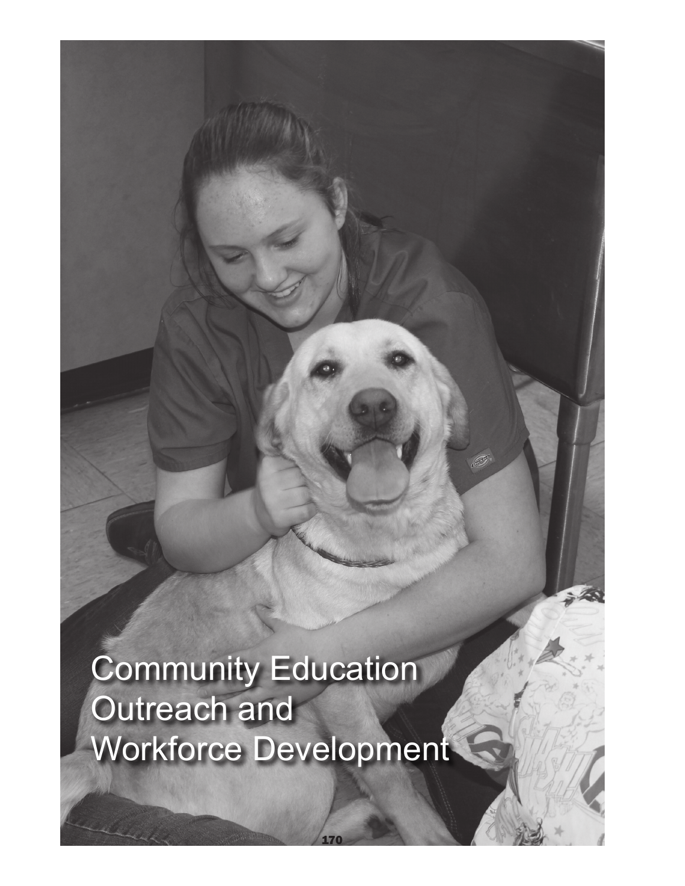# Community Education Outreach and Workforce Development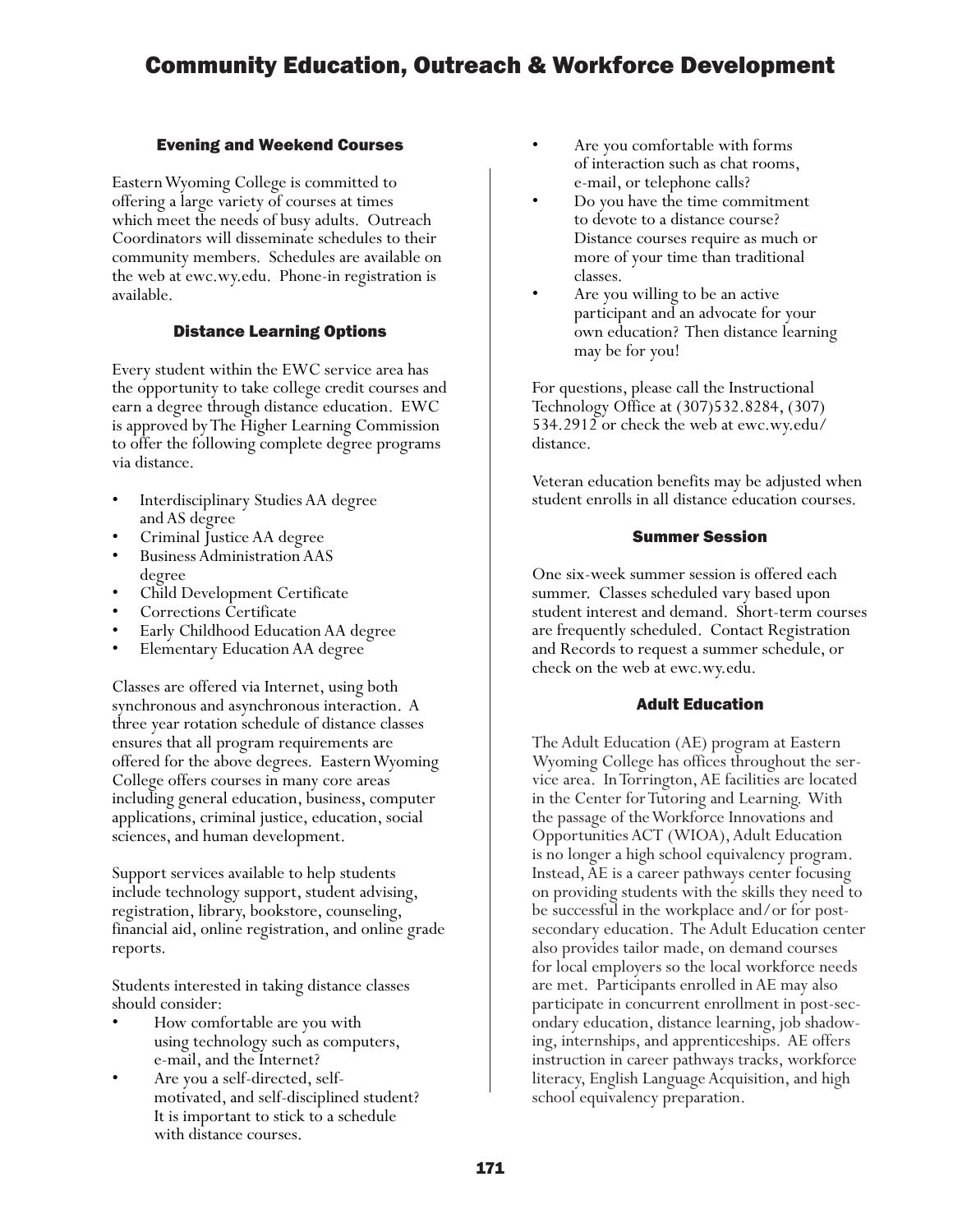# Community Education, Outreach & Workforce Development

## Evening and Weekend Courses

Eastern Wyoming College is committed to offering a large variety of courses at times which meet the needs of busy adults. Outreach Coordinators will disseminate schedules to their community members. Schedules are available on the web at ewc.wy.edu. Phone-in registration is available.

## Distance Learning Options

Every student within the EWC service area has the opportunity to take college credit courses and earn a degree through distance education. EWC is approved by The Higher Learning Commission to offer the following complete degree programs via distance.

- Interdisciplinary Studies AA degree and AS degree
- Criminal Justice AA degree
- Business Administration AAS degree
- Child Development Certificate
- Corrections Certificate
- Early Childhood Education AA degree
- Elementary Education AA degree

Classes are offered via Internet, using both synchronous and asynchronous interaction. A three year rotation schedule of distance classes ensures that all program requirements are offered for the above degrees. Eastern Wyoming College offers courses in many core areas including general education, business, computer applications, criminal justice, education, social sciences, and human development.

Support services available to help students include technology support, student advising, registration, library, bookstore, counseling, financial aid, online registration, and online grade reports.

Students interested in taking distance classes should consider:

- How comfortable are you with using technology such as computers, e-mail, and the Internet?
- Are you a self-directed, self-motivated, and self-disciplined student? It is important to stick to a schedule with distance courses.
- Are you comfortable with forms of interaction such as chat rooms, e-mail, or telephone calls?
- Do you have the time commitment to devote to a distance course? Distance courses require as much or more of your time than traditional classes.
- Are you willing to be an active participant and an advocate for your own education? Then distance learning may be for you!

For questions, please call the Instructional Technology Office at (307)532.8284, (307) 534.2912 or check the web at ewc.wy.edu/distance.

Veteran education benefits may be adjusted when student enrolls in all distance education courses.

## Summer Session

One six-week summer session is offered each summer. Classes scheduled vary based upon student interest and demand. Short-term courses are frequently scheduled. Contact Registration and Records to request a summer schedule, or check on the web at ewc.wy.edu.

## Adult Education

The Adult Education (AE) program at Eastern Wyoming College has offices throughout the service area. In Torrington, AE facilities are located in the Center for Tutoring and Learning. With the passage of the Workforce Innovations and Opportunities ACT (WIOA), Adult Education is no longer a high school equivalency program. Instead, AE is a career pathways center focusing on providing students with the skills they need to be successful in the workplace and/or for post-secondary education. The Adult Education center also provides tailor made, on demand courses for local employers so the local workforce needs are met. Participants enrolled in AE may also participate in concurrent enrollment in post-secondary education, distance learning, job shadowing, internships, and apprenticeships. AE offers instruction in career pathways tracks, workforce literacy, English Language Acquisition, and high school equivalency preparation.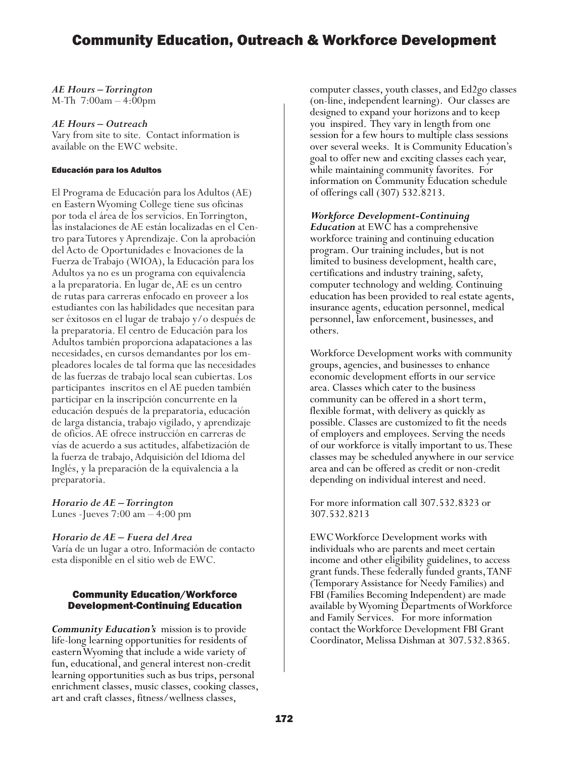*AE Hours – Torrington*
M-Th 7:00am – 4:00pm

*AE Hours – Outreach*
Vary from site to site. Contact information is available on the EWC website.

#### Educación para los Adultos

El Programa de Educación para los Adultos (AE) en Eastern Wyoming College tiene sus oficinas por toda el área de los servicios. En Torrington, las instalaciones de AE están localizadas en el Centro para Tutores y Aprendizaje. Con la aprobación del Acto de Oportunidades e Inovaciones de la Fuerza de Trabajo (WIOA), la Educación para los Adultos ya no es un programa con equivalencia a la preparatoria. En lugar de, AE es un centro de rutas para carreras enfocado en proveer a los estudiantes con las habilidades que necesitan para ser éxitosos en el lugar de trabajo y/o después de la preparatoria. El centro de Educación para los Adultos también proporciona adapataciones a las necesidades, en cursos demandantes por los empleadores locales de tal forma que las necesidades de las fuerzas de trabajo local sean cubiertas. Los participantes inscritos en el AE pueden también participar en la inscripción concurrente en la educación después de la preparatoria, educación de larga distancia, trabajo vigilado, y aprendizaje de oficios. AE ofrece instrucción en carreras de vías de acuerdo a sus actitudes, alfabetización de la fuerza de trabajo, Adquisición del Idioma del Inglés, y la preparación de la equivalencia a la preparatoria.

*Horario de AE – Torrington*
Lunes -Jueves 7:00 am – 4:00 pm

*Horario de AE – Fuera del Area*
Varía de un lugar a otro. Información de contacto esta disponible en el sitio web de EWC.

### Community Education/Workforce Development-Continuing Education

***Community Education's*** mission is to provide life-long learning opportunities for residents of eastern Wyoming that include a wide variety of fun, educational, and general interest non-credit learning opportunities such as bus trips, personal enrichment classes, music classes, cooking classes, art and craft classes, fitness/wellness classes, computer classes, youth classes, and Ed2go classes (on-line, independent learning). Our classes are designed to expand your horizons and to keep you inspired. They vary in length from one session for a few hours to multiple class sessions over several weeks. It is Community Education's goal to offer new and exciting classes each year, while maintaining community favorites. For information on Community Education schedule of offerings call (307) 532.8213.

***Workforce Development-Continuing Education*** at EWC has a comprehensive workforce training and continuing education program. Our training includes, but is not limited to business development, health care, certifications and industry training, safety, computer technology and welding. Continuing education has been provided to real estate agents, insurance agents, education personnel, medical personnel, law enforcement, businesses, and others.

Workforce Development works with community groups, agencies, and businesses to enhance economic development efforts in our service area. Classes which cater to the business community can be offered in a short term, flexible format, with delivery as quickly as possible. Classes are customized to fit the needs of employers and employees. Serving the needs of our workforce is vitally important to us. These classes may be scheduled anywhere in our service area and can be offered as credit or non-credit depending on individual interest and need.

For more information call 307.532.8323 or 307.532.8213

EWC Workforce Development works with individuals who are parents and meet certain income and other eligibility guidelines, to access grant funds. These federally funded grants, TANF (Temporary Assistance for Needy Families) and FBI (Families Becoming Independent) are made available by Wyoming Departments of Workforce and Family Services. For more information contact the Workforce Development FBI Grant Coordinator, Melissa Dishman at 307.532.8365.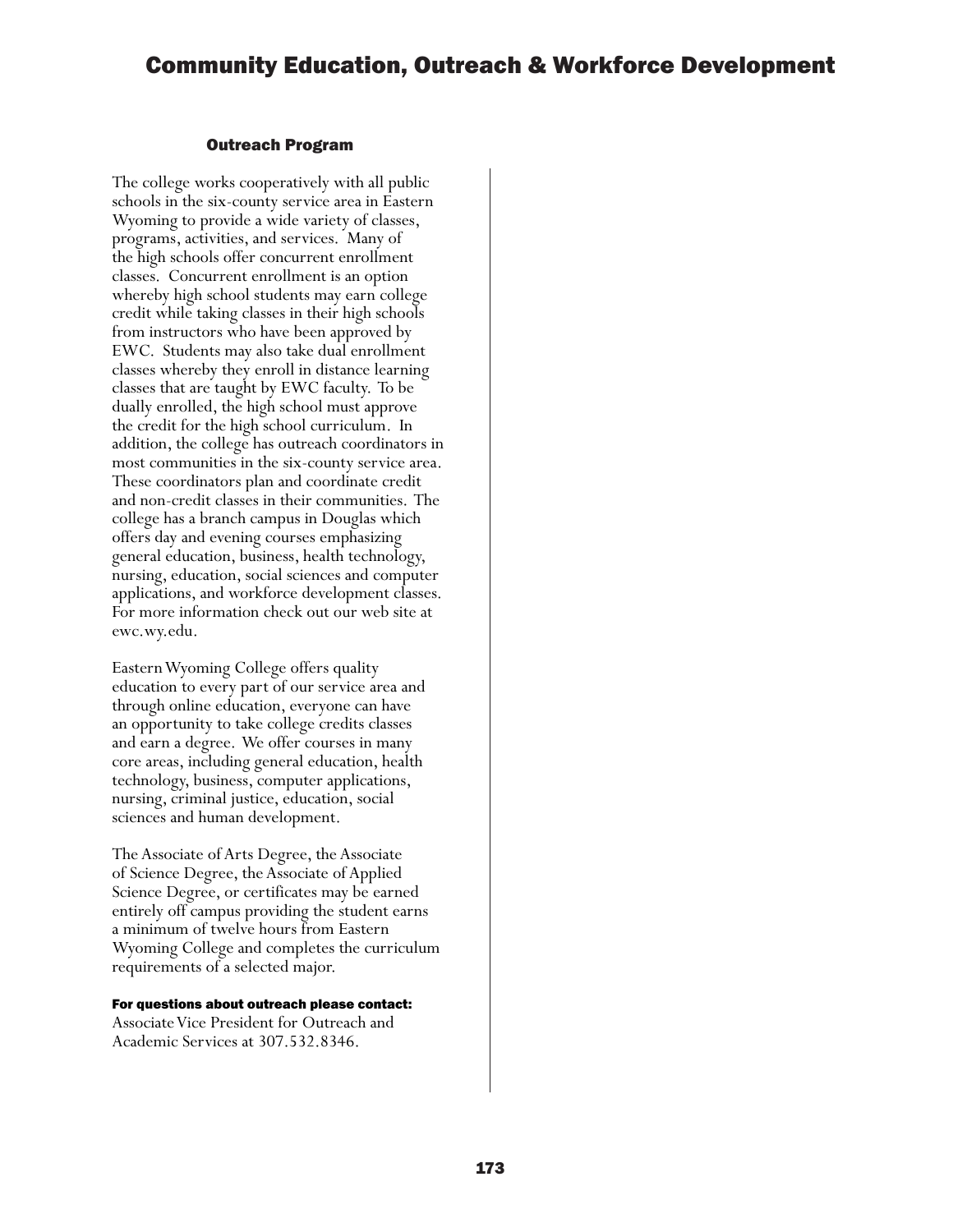# Community Education, Outreach & Workforce Development

## Outreach Program

The college works cooperatively with all public schools in the six-county service area in Eastern Wyoming to provide a wide variety of classes, programs, activities, and services. Many of the high schools offer concurrent enrollment classes. Concurrent enrollment is an option whereby high school students may earn college credit while taking classes in their high schools from instructors who have been approved by EWC. Students may also take dual enrollment classes whereby they enroll in distance learning classes that are taught by EWC faculty. To be dually enrolled, the high school must approve the credit for the high school curriculum. In addition, the college has outreach coordinators in most communities in the six-county service area. These coordinators plan and coordinate credit and non-credit classes in their communities. The college has a branch campus in Douglas which offers day and evening courses emphasizing general education, business, health technology, nursing, education, social sciences and computer applications, and workforce development classes. For more information check out our web site at ewc.wy.edu.

Eastern Wyoming College offers quality education to every part of our service area and through online education, everyone can have an opportunity to take college credits classes and earn a degree. We offer courses in many core areas, including general education, health technology, business, computer applications, nursing, criminal justice, education, social sciences and human development.

The Associate of Arts Degree, the Associate of Science Degree, the Associate of Applied Science Degree, or certificates may be earned entirely off campus providing the student earns a minimum of twelve hours from Eastern Wyoming College and completes the curriculum requirements of a selected major.

**For questions about outreach please contact:**
Associate Vice President for Outreach and Academic Services at 307.532.8346.